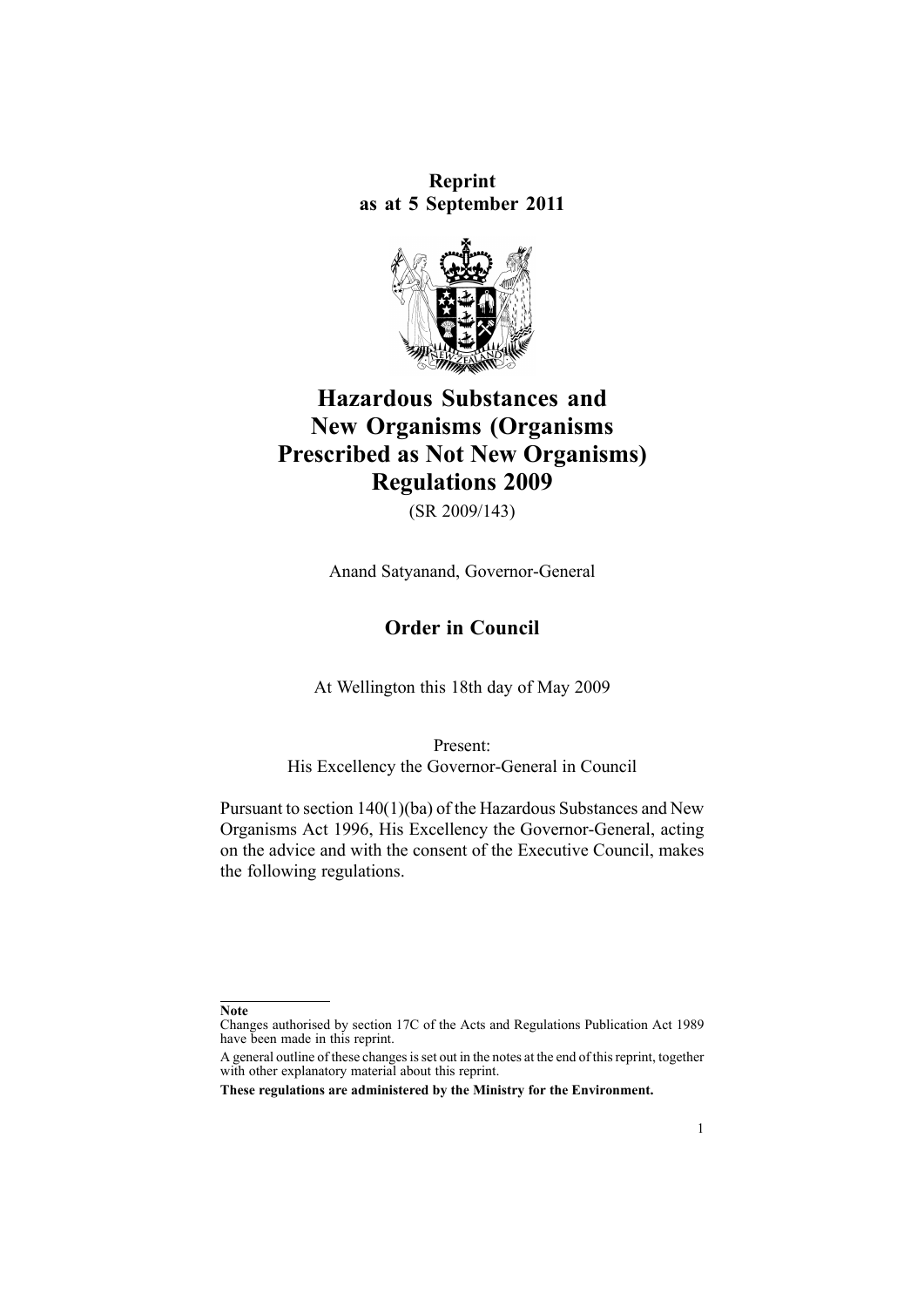**Reprint**
**as at 5 September 2011**

# Hazardous Substances and New Organisms (Organisms Prescribed as Not New Organisms) Regulations 2009

(SR 2009/143)

Anand Satyanand, Governor-General

## Order in Council

At Wellington this 18th day of May 2009

Present:
His Excellency the Governor-General in Council

Pursuant to section 140(1)(ba) of the Hazardous Substances and New Organisms Act 1996, His Excellency the Governor-General, acting on the advice and with the consent of the Executive Council, makes the following regulations.

---

**Note**

Changes authorised by section 17C of the Acts and Regulations Publication Act 1989 have been made in this reprint.

A general outline of these changes is set out in the notes at the end of this reprint, together with other explanatory material about this reprint.

**These regulations are administered by the Ministry for the Environment.**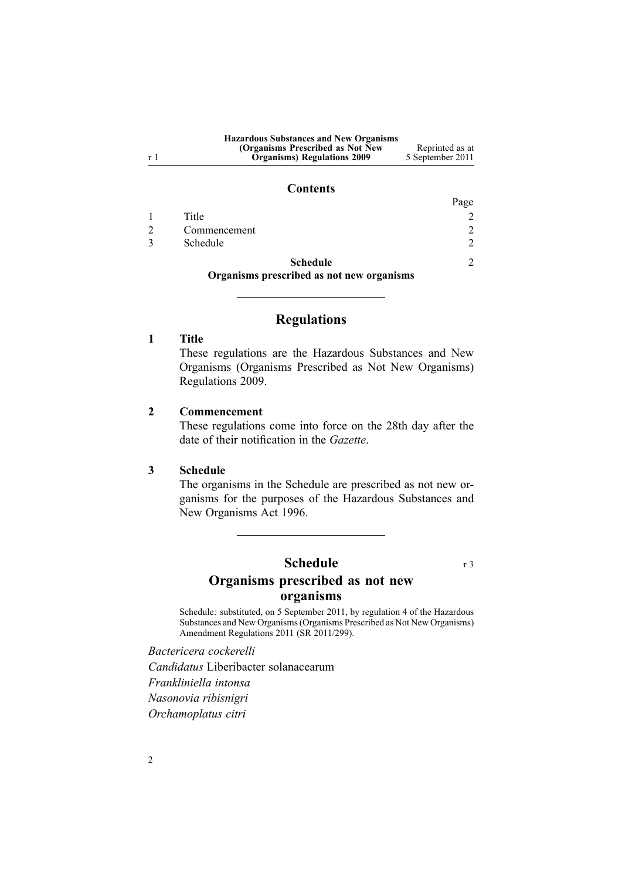## Contents

| | | Page |
|---|---|---|
| 1 | Title | 2 |
| 2 | Commencement | 2 |
| 3 | Schedule | 2 |
| | **Schedule** | 2 |
| | **Organisms prescribed as not new organisms** | |

# Regulations

### 1 Title

These regulations are the Hazardous Substances and New Organisms (Organisms Prescribed as Not New Organisms) Regulations 2009.

### 2 Commencement

These regulations come into force on the 28th day after the date of their notification in the *Gazette*.

### 3 Schedule

The organisms in the Schedule are prescribed as not new organisms for the purposes of the Hazardous Substances and New Organisms Act 1996.

# Schedule

r 3

## Organisms prescribed as not new organisms

Schedule: substituted, on 5 September 2011, by regulation 4 of the Hazardous Substances and New Organisms (Organisms Prescribed as Not New Organisms) Amendment Regulations 2011 (SR 2011/299).

*Bactericera cockerelli*

*Candidatus* Liberibacter solanacearum

*Frankliniella intonsa*

*Nasonovia ribisnigri*

*Orchamoplatus citri*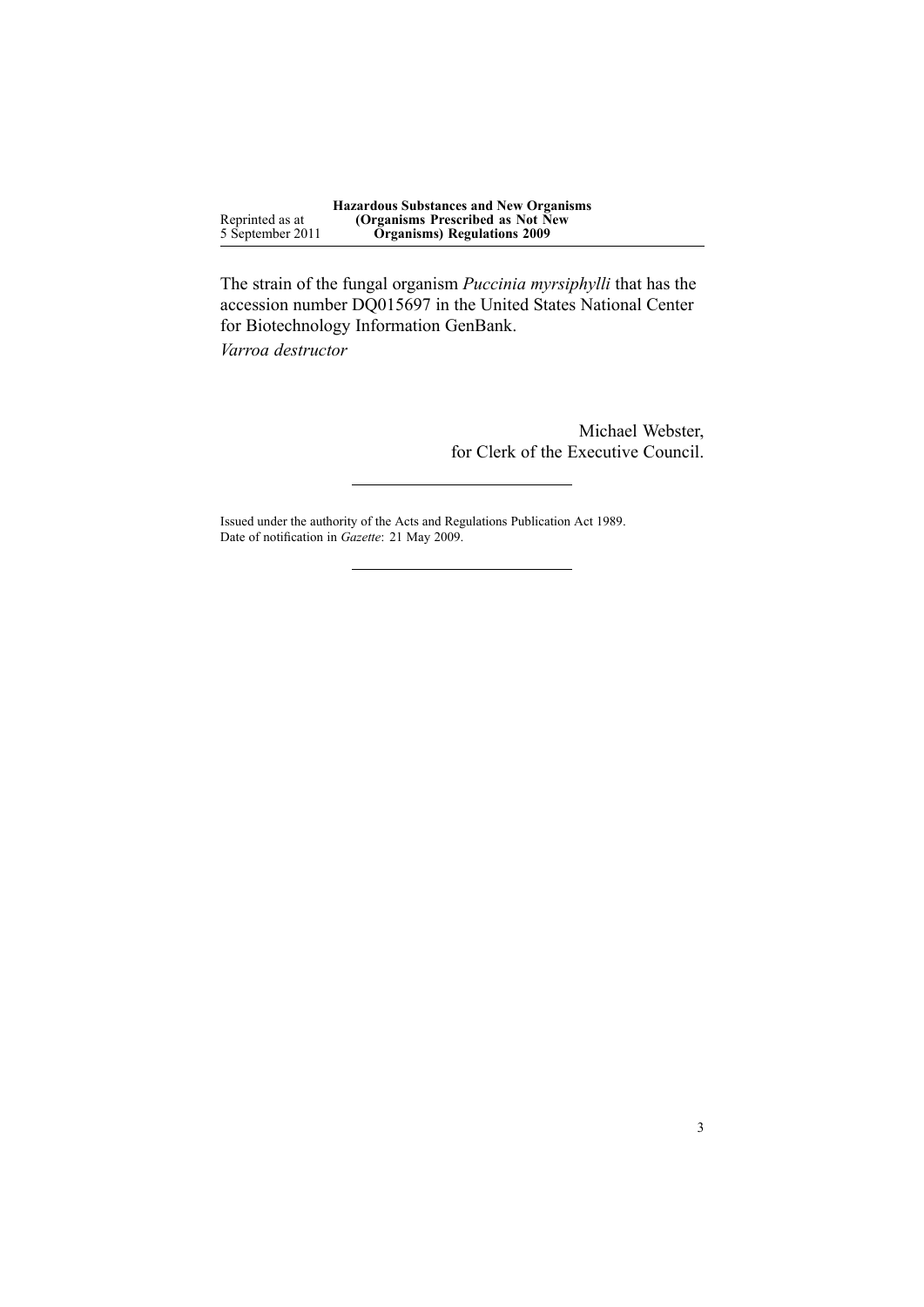The strain of the fungal organism *Puccinia myrsiphylli* that has the accession number DQ015697 in the United States National Center for Biotechnology Information GenBank.

*Varroa destructor*

Michael Webster,
for Clerk of the Executive Council.

---

Issued under the authority of the Acts and Regulations Publication Act 1989.
Date of notification in *Gazette*: 21 May 2009.

---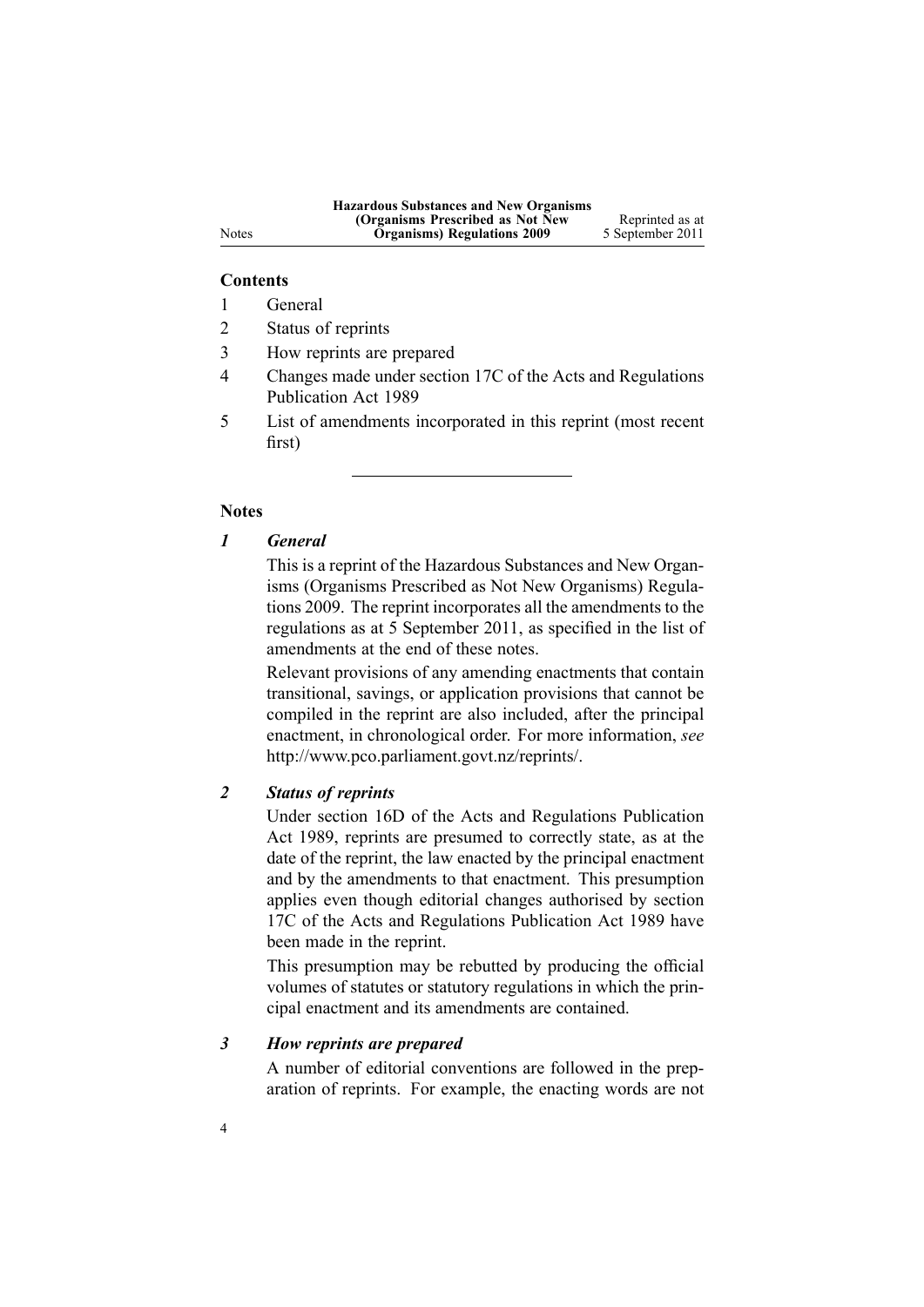## Contents

1. General
2. Status of reprints
3. How reprints are prepared
4. Changes made under section 17C of the Acts and Regulations Publication Act 1989
5. List of amendments incorporated in this reprint (most recent first)

---

## Notes

### *1 General*

This is a reprint of the Hazardous Substances and New Organisms (Organisms Prescribed as Not New Organisms) Regulations 2009. The reprint incorporates all the amendments to the regulations as at 5 September 2011, as specified in the list of amendments at the end of these notes.

Relevant provisions of any amending enactments that contain transitional, savings, or application provisions that cannot be compiled in the reprint are also included, after the principal enactment, in chronological order. For more information, *see* http://www.pco.parliament.govt.nz/reprints/.

### *2 Status of reprints*

Under section 16D of the Acts and Regulations Publication Act 1989, reprints are presumed to correctly state, as at the date of the reprint, the law enacted by the principal enactment and by the amendments to that enactment. This presumption applies even though editorial changes authorised by section 17C of the Acts and Regulations Publication Act 1989 have been made in the reprint.

This presumption may be rebutted by producing the official volumes of statutes or statutory regulations in which the principal enactment and its amendments are contained.

### *3 How reprints are prepared*

A number of editorial conventions are followed in the preparation of reprints. For example, the enacting words are not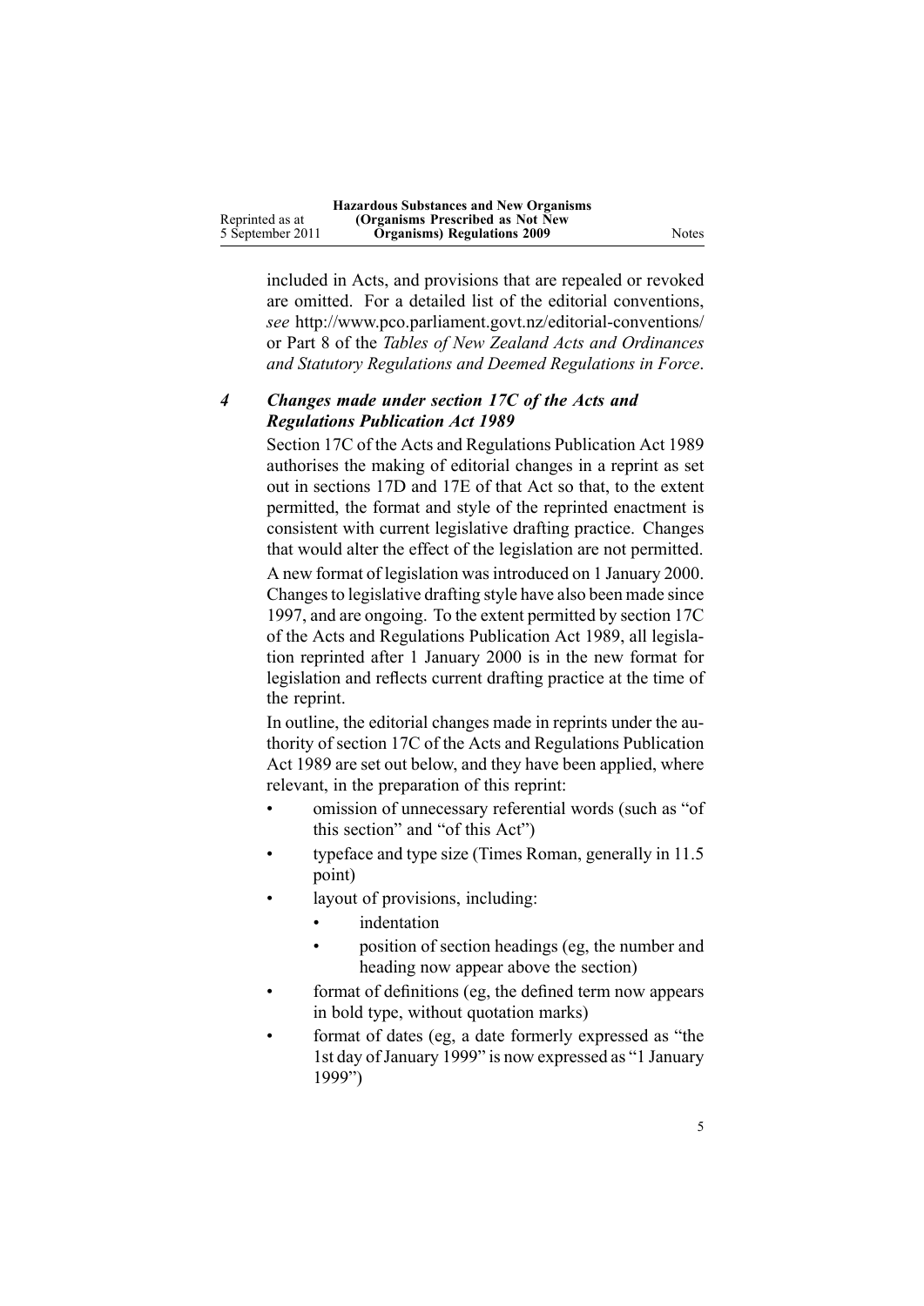included in Acts, and provisions that are repealed or revoked are omitted. For a detailed list of the editorial conventions, *see* http://www.pco.parliament.govt.nz/editorial-conventions/ or Part 8 of the *Tables of New Zealand Acts and Ordinances and Statutory Regulations and Deemed Regulations in Force*.

### *4 Changes made under section 17C of the Acts and Regulations Publication Act 1989*

Section 17C of the Acts and Regulations Publication Act 1989 authorises the making of editorial changes in a reprint as set out in sections 17D and 17E of that Act so that, to the extent permitted, the format and style of the reprinted enactment is consistent with current legislative drafting practice. Changes that would alter the effect of the legislation are not permitted.

A new format of legislation was introduced on 1 January 2000. Changes to legislative drafting style have also been made since 1997, and are ongoing. To the extent permitted by section 17C of the Acts and Regulations Publication Act 1989, all legislation reprinted after 1 January 2000 is in the new format for legislation and reflects current drafting practice at the time of the reprint.

In outline, the editorial changes made in reprints under the authority of section 17C of the Acts and Regulations Publication Act 1989 are set out below, and they have been applied, where relevant, in the preparation of this reprint:

- omission of unnecessary referential words (such as "of this section" and "of this Act")
- typeface and type size (Times Roman, generally in 11.5 point)
- layout of provisions, including:
  - indentation
  - position of section headings (eg, the number and heading now appear above the section)
- format of definitions (eg, the defined term now appears in bold type, without quotation marks)
- format of dates (eg, a date formerly expressed as "the 1st day of January 1999" is now expressed as "1 January 1999")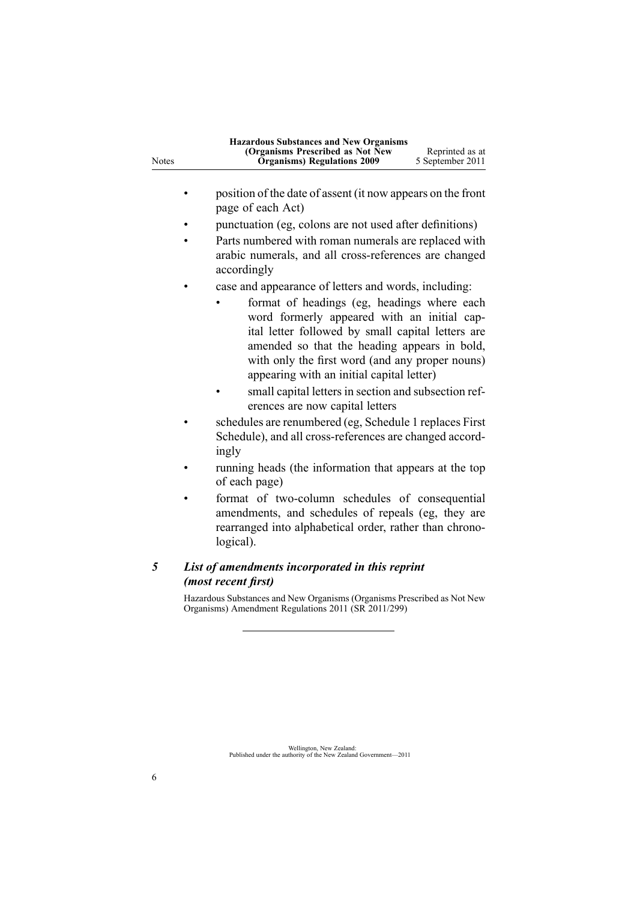- position of the date of assent (it now appears on the front page of each Act)
- punctuation (eg, colons are not used after definitions)
- Parts numbered with roman numerals are replaced with arabic numerals, and all cross-references are changed accordingly
- case and appearance of letters and words, including:
  - format of headings (eg, headings where each word formerly appeared with an initial capital letter followed by small capital letters are amended so that the heading appears in bold, with only the first word (and any proper nouns) appearing with an initial capital letter)
  - small capital letters in section and subsection references are now capital letters
- schedules are renumbered (eg, Schedule 1 replaces First Schedule), and all cross-references are changed accordingly
- running heads (the information that appears at the top of each page)
- format of two-column schedules of consequential amendments, and schedules of repeals (eg, they are rearranged into alphabetical order, rather than chronological).

### *5 List of amendments incorporated in this reprint (most recent first)*

Hazardous Substances and New Organisms (Organisms Prescribed as Not New Organisms) Amendment Regulations 2011 (SR 2011/299)

---

Wellington, New Zealand:
Published under the authority of the New Zealand Government—2011